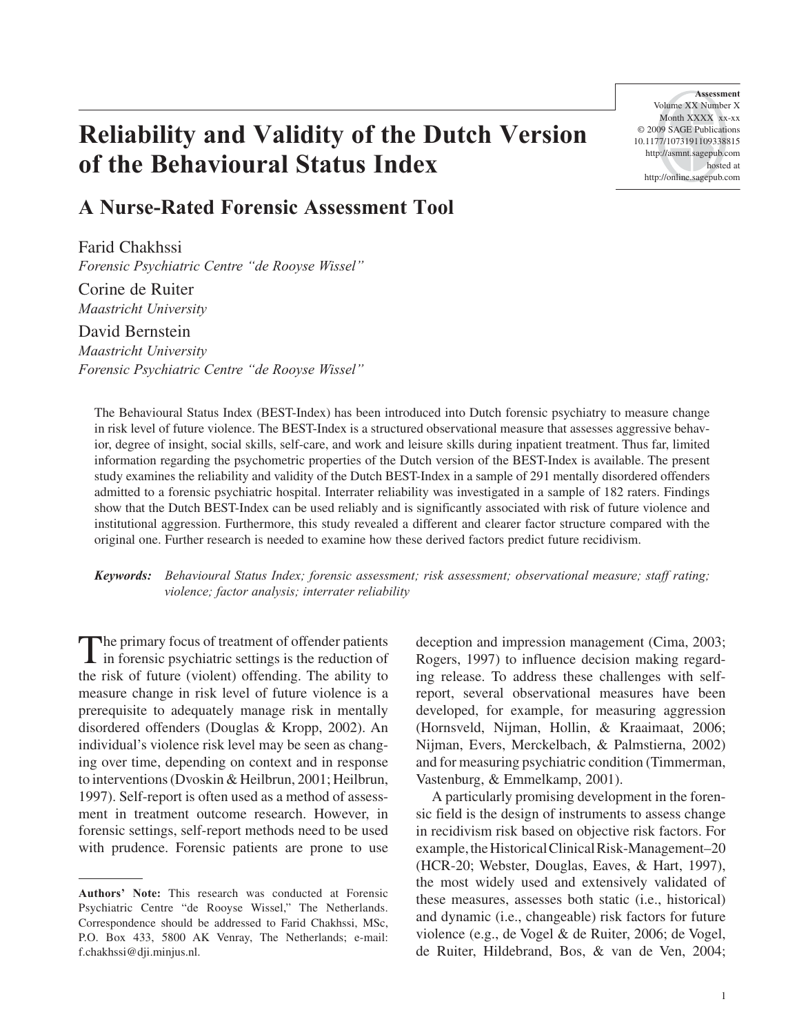# Reliability and Validity of the Dutch Version of the Behavioural Status Index

## A Nurse-Rated Forensic Assessment Tool

Farid Chakhssi
*Forensic Psychiatric Centre "de Rooyse Wissel"*

Corine de Ruiter
*Maastricht University*

David Bernstein
*Maastricht University*
*Forensic Psychiatric Centre "de Rooyse Wissel"*

The Behavioural Status Index (BEST-Index) has been introduced into Dutch forensic psychiatry to measure change in risk level of future violence. The BEST-Index is a structured observational measure that assesses aggressive behavior, degree of insight, social skills, self-care, and work and leisure skills during inpatient treatment. Thus far, limited information regarding the psychometric properties of the Dutch version of the BEST-Index is available. The present study examines the reliability and validity of the Dutch BEST-Index in a sample of 291 mentally disordered offenders admitted to a forensic psychiatric hospital. Interrater reliability was investigated in a sample of 182 raters. Findings show that the Dutch BEST-Index can be used reliably and is significantly associated with risk of future violence and institutional aggression. Furthermore, this study revealed a different and clearer factor structure compared with the original one. Further research is needed to examine how these derived factors predict future recidivism.

***Keywords:*** *Behavioural Status Index; forensic assessment; risk assessment; observational measure; staff rating; violence; factor analysis; interrater reliability*

The primary focus of treatment of offender patients in forensic psychiatric settings is the reduction of the risk of future (violent) offending. The ability to measure change in risk level of future violence is a prerequisite to adequately manage risk in mentally disordered offenders (Douglas & Kropp, 2002). An individual's violence risk level may be seen as changing over time, depending on context and in response to interventions (Dvoskin & Heilbrun, 2001; Heilbrun, 1997). Self-report is often used as a method of assessment in treatment outcome research. However, in forensic settings, self-report methods need to be used with prudence. Forensic patients are prone to use deception and impression management (Cima, 2003; Rogers, 1997) to influence decision making regarding release. To address these challenges with self-report, several observational measures have been developed, for example, for measuring aggression (Hornsveld, Nijman, Hollin, & Kraaimaat, 2006; Nijman, Evers, Merckelbach, & Palmstierna, 2002) and for measuring psychiatric condition (Timmerman, Vastenburg, & Emmelkamp, 2001).

A particularly promising development in the forensic field is the design of instruments to assess change in recidivism risk based on objective risk factors. For example, the Historical Clinical Risk-Management–20 (HCR-20; Webster, Douglas, Eaves, & Hart, 1997), the most widely used and extensively validated of these measures, assesses both static (i.e., historical) and dynamic (i.e., changeable) risk factors for future violence (e.g., de Vogel & de Ruiter, 2006; de Vogel, de Ruiter, Hildebrand, Bos, & van de Ven, 2004;

**Authors' Note:** This research was conducted at Forensic Psychiatric Centre "de Rooyse Wissel," The Netherlands. Correspondence should be addressed to Farid Chakhssi, MSc, P.O. Box 433, 5800 AK Venray, The Netherlands; e-mail: f.chakhssi@dji.minjus.nl.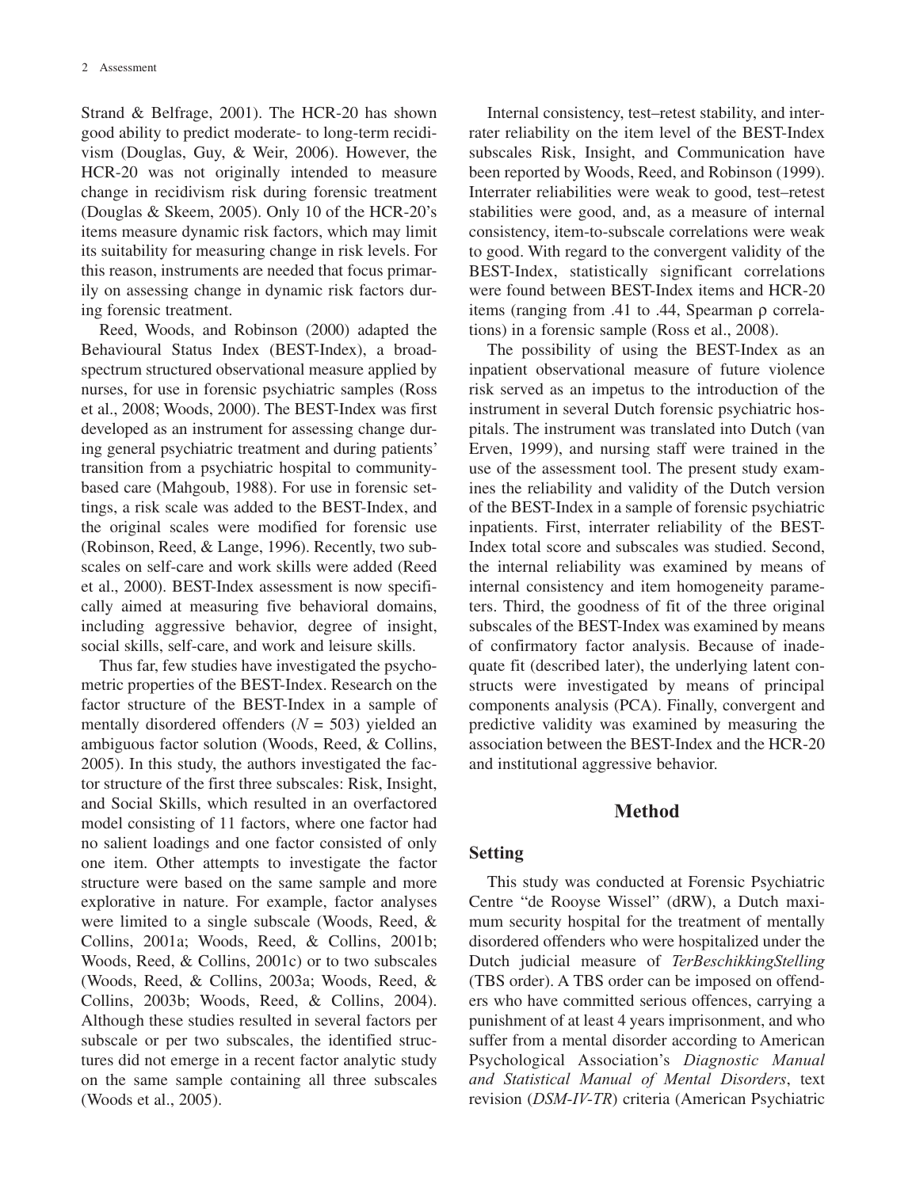Strand & Belfrage, 2001). The HCR-20 has shown good ability to predict moderate- to long-term recidivism (Douglas, Guy, & Weir, 2006). However, the HCR-20 was not originally intended to measure change in recidivism risk during forensic treatment (Douglas & Skeem, 2005). Only 10 of the HCR-20's items measure dynamic risk factors, which may limit its suitability for measuring change in risk levels. For this reason, instruments are needed that focus primarily on assessing change in dynamic risk factors during forensic treatment.

Reed, Woods, and Robinson (2000) adapted the Behavioural Status Index (BEST-Index), a broad-spectrum structured observational measure applied by nurses, for use in forensic psychiatric samples (Ross et al., 2008; Woods, 2000). The BEST-Index was first developed as an instrument for assessing change during general psychiatric treatment and during patients' transition from a psychiatric hospital to community-based care (Mahgoub, 1988). For use in forensic settings, a risk scale was added to the BEST-Index, and the original scales were modified for forensic use (Robinson, Reed, & Lange, 1996). Recently, two subscales on self-care and work skills were added (Reed et al., 2000). BEST-Index assessment is now specifically aimed at measuring five behavioral domains, including aggressive behavior, degree of insight, social skills, self-care, and work and leisure skills.

Thus far, few studies have investigated the psychometric properties of the BEST-Index. Research on the factor structure of the BEST-Index in a sample of mentally disordered offenders ($N$ = 503) yielded an ambiguous factor solution (Woods, Reed, & Collins, 2005). In this study, the authors investigated the factor structure of the first three subscales: Risk, Insight, and Social Skills, which resulted in an overfactored model consisting of 11 factors, where one factor had no salient loadings and one factor consisted of only one item. Other attempts to investigate the factor structure were based on the same sample and more explorative in nature. For example, factor analyses were limited to a single subscale (Woods, Reed, & Collins, 2001a; Woods, Reed, & Collins, 2001b; Woods, Reed, & Collins, 2001c) or to two subscales (Woods, Reed, & Collins, 2003a; Woods, Reed, & Collins, 2003b; Woods, Reed, & Collins, 2004). Although these studies resulted in several factors per subscale or per two subscales, the identified structures did not emerge in a recent factor analytic study on the same sample containing all three subscales (Woods et al., 2005).

Internal consistency, test–retest stability, and interrater reliability on the item level of the BEST-Index subscales Risk, Insight, and Communication have been reported by Woods, Reed, and Robinson (1999). Interrater reliabilities were weak to good, test–retest stabilities were good, and, as a measure of internal consistency, item-to-subscale correlations were weak to good. With regard to the convergent validity of the BEST-Index, statistically significant correlations were found between BEST-Index items and HCR-20 items (ranging from .41 to .44, Spearman $\rho$ correlations) in a forensic sample (Ross et al., 2008).

The possibility of using the BEST-Index as an inpatient observational measure of future violence risk served as an impetus to the introduction of the instrument in several Dutch forensic psychiatric hospitals. The instrument was translated into Dutch (van Erven, 1999), and nursing staff were trained in the use of the assessment tool. The present study examines the reliability and validity of the Dutch version of the BEST-Index in a sample of forensic psychiatric inpatients. First, interrater reliability of the BEST-Index total score and subscales was studied. Second, the internal reliability was examined by means of internal consistency and item homogeneity parameters. Third, the goodness of fit of the three original subscales of the BEST-Index was examined by means of confirmatory factor analysis. Because of inadequate fit (described later), the underlying latent constructs were investigated by means of principal components analysis (PCA). Finally, convergent and predictive validity was examined by measuring the association between the BEST-Index and the HCR-20 and institutional aggressive behavior.

## Method

### Setting

This study was conducted at Forensic Psychiatric Centre "de Rooyse Wissel" (dRW), a Dutch maximum security hospital for the treatment of mentally disordered offenders who were hospitalized under the Dutch judicial measure of *TerBeschikkingStelling* (TBS order). A TBS order can be imposed on offenders who have committed serious offences, carrying a punishment of at least 4 years imprisonment, and who suffer from a mental disorder according to American Psychological Association's *Diagnostic Manual and Statistical Manual of Mental Disorders*, text revision (*DSM-IV-TR*) criteria (American Psychiatric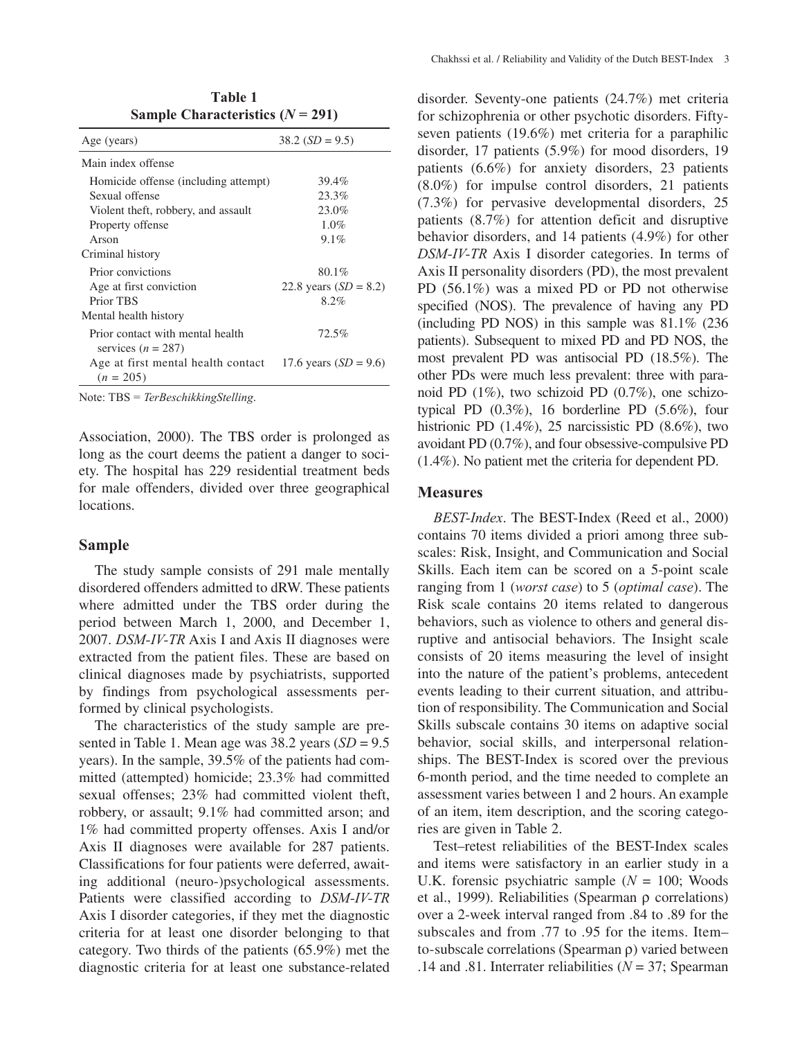**Table 1**
**Sample Characteristics ($N$ = 291)**

| Age (years) | 38.2 ($SD$ = 9.5) |
|---|---|
| Main index offense | |
| Homicide offense (including attempt) | 39.4% |
| Sexual offense | 23.3% |
| Violent theft, robbery, and assault | 23.0% |
| Property offense | 1.0% |
| Arson | 9.1% |
| Criminal history | |
| Prior convictions | 80.1% |
| Age at first conviction | 22.8 years ($SD$ = 8.2) |
| Prior TBS | 8.2% |
| Mental health history | |
| Prior contact with mental health services ($n$ = 287) | 72.5% |
| Age at first mental health contact ($n$ = 205) | 17.6 years ($SD$ = 9.6) |

Note: TBS = *TerBeschikkingStelling*.

Association, 2000). The TBS order is prolonged as long as the court deems the patient a danger to society. The hospital has 229 residential treatment beds for male offenders, divided over three geographical locations.

## Sample

The study sample consists of 291 male mentally disordered offenders admitted to dRW. These patients where admitted under the TBS order during the period between March 1, 2000, and December 1, 2007. *DSM-IV-TR* Axis I and Axis II diagnoses were extracted from the patient files. These are based on clinical diagnoses made by psychiatrists, supported by findings from psychological assessments performed by clinical psychologists.

The characteristics of the study sample are presented in Table 1. Mean age was 38.2 years ($SD$ = 9.5 years). In the sample, 39.5% of the patients had committed (attempted) homicide; 23.3% had committed sexual offenses; 23% had committed violent theft, robbery, or assault; 9.1% had committed arson; and 1% had committed property offenses. Axis I and/or Axis II diagnoses were available for 287 patients. Classifications for four patients were deferred, awaiting additional (neuro-)psychological assessments. Patients were classified according to *DSM-IV-TR* Axis I disorder categories, if they met the diagnostic criteria for at least one disorder belonging to that category. Two thirds of the patients (65.9%) met the diagnostic criteria for at least one substance-related disorder. Seventy-one patients (24.7%) met criteria for schizophrenia or other psychotic disorders. Fifty-seven patients (19.6%) met criteria for a paraphilic disorder, 17 patients (5.9%) for mood disorders, 19 patients (6.6%) for anxiety disorders, 23 patients (8.0%) for impulse control disorders, 21 patients (7.3%) for pervasive developmental disorders, 25 patients (8.7%) for attention deficit and disruptive behavior disorders, and 14 patients (4.9%) for other *DSM-IV-TR* Axis I disorder categories. In terms of Axis II personality disorders (PD), the most prevalent PD (56.1%) was a mixed PD or PD not otherwise specified (NOS). The prevalence of having any PD (including PD NOS) in this sample was 81.1% (236 patients). Subsequent to mixed PD and PD NOS, the most prevalent PD was antisocial PD (18.5%). The other PDs were much less prevalent: three with paranoid PD (1%), two schizoid PD (0.7%), one schizotypical PD (0.3%), 16 borderline PD (5.6%), four histrionic PD (1.4%), 25 narcissistic PD (8.6%), two avoidant PD (0.7%), and four obsessive-compulsive PD (1.4%). No patient met the criteria for dependent PD.

## Measures

*BEST-Index*. The BEST-Index (Reed et al., 2000) contains 70 items divided a priori among three subscales: Risk, Insight, and Communication and Social Skills. Each item can be scored on a 5-point scale ranging from 1 (*worst case*) to 5 (*optimal case*). The Risk scale contains 20 items related to dangerous behaviors, such as violence to others and general disruptive and antisocial behaviors. The Insight scale consists of 20 items measuring the level of insight into the nature of the patient's problems, antecedent events leading to their current situation, and attribution of responsibility. The Communication and Social Skills subscale contains 30 items on adaptive social behavior, social skills, and interpersonal relationships. The BEST-Index is scored over the previous 6-month period, and the time needed to complete an assessment varies between 1 and 2 hours. An example of an item, item description, and the scoring categories are given in Table 2.

Test–retest reliabilities of the BEST-Index scales and items were satisfactory in an earlier study in a U.K. forensic psychiatric sample ($N$ = 100; Woods et al., 1999). Reliabilities (Spearman $\rho$ correlations) over a 2-week interval ranged from .84 to .89 for the subscales and from .77 to .95 for the items. Item–to-subscale correlations (Spearman $\rho$) varied between .14 and .81. Interrater reliabilities ($N$ = 37; Spearman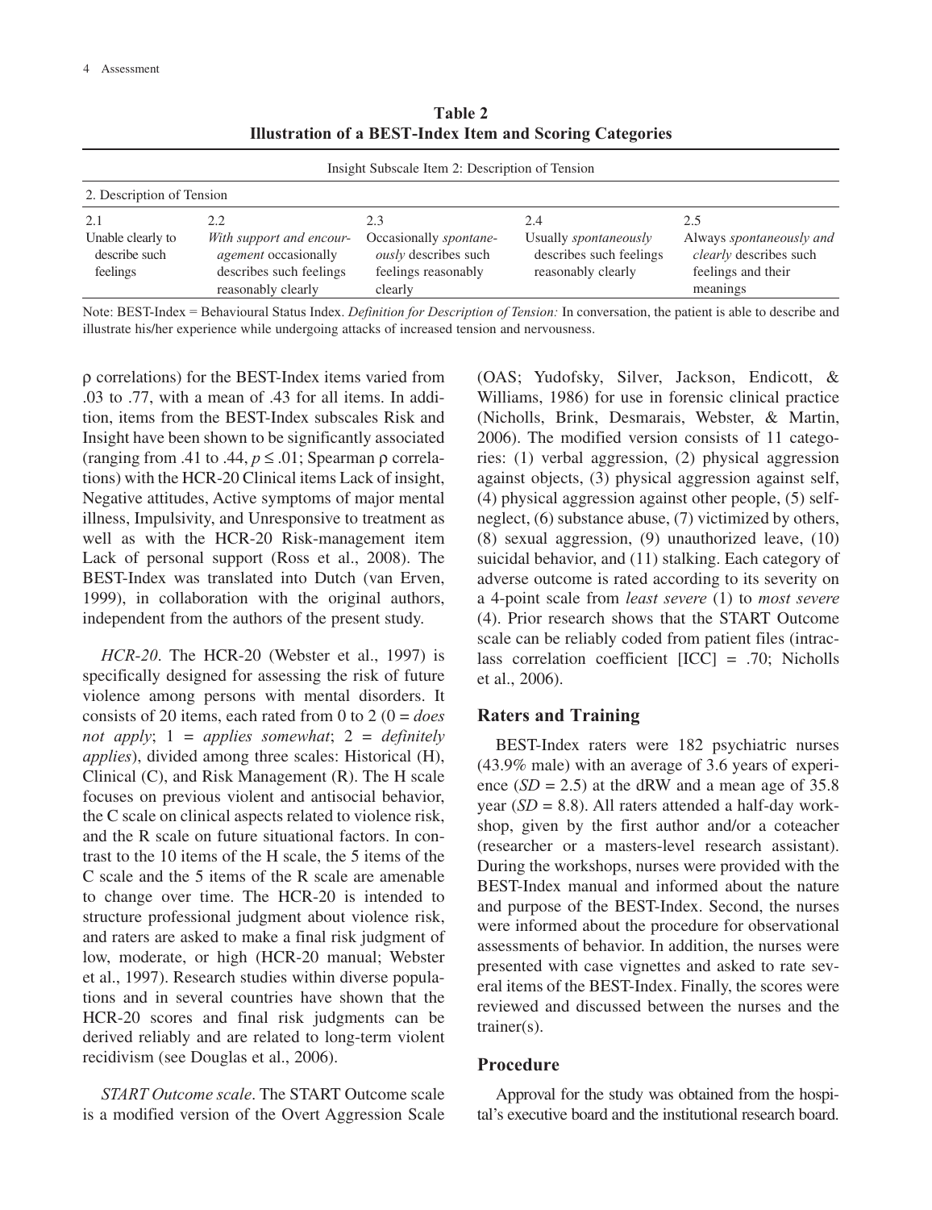**Table 2**
**Illustration of a BEST-Index Item and Scoring Categories**

| Insight Subscale Item 2: Description of Tension | | | | |
|---|---|---|---|---|
| 2. Description of Tension | | | | |
| 2.1 | 2.2 | 2.3 | 2.4 | 2.5 |
| Unable clearly to describe such feelings | *With support and encouragement* occasionally describes such feelings reasonably clearly | Occasionally *spontaneously* describes such feelings reasonably clearly | Usually *spontaneously* describes such feelings reasonably clearly | Always *spontaneously and clearly* describes such feelings and their meanings |

Note: BEST-Index = Behavioural Status Index. *Definition for Description of Tension:* In conversation, the patient is able to describe and illustrate his/her experience while undergoing attacks of increased tension and nervousness.

ρ correlations) for the BEST-Index items varied from .03 to .77, with a mean of .43 for all items. In addition, items from the BEST-Index subscales Risk and Insight have been shown to be significantly associated (ranging from .41 to .44, $p \leq .01$; Spearman ρ correlations) with the HCR-20 Clinical items Lack of insight, Negative attitudes, Active symptoms of major mental illness, Impulsivity, and Unresponsive to treatment as well as with the HCR-20 Risk-management item Lack of personal support (Ross et al., 2008). The BEST-Index was translated into Dutch (van Erven, 1999), in collaboration with the original authors, independent from the authors of the present study.

*HCR-20*. The HCR-20 (Webster et al., 1997) is specifically designed for assessing the risk of future violence among persons with mental disorders. It consists of 20 items, each rated from 0 to 2 (0 = *does not apply*; 1 = *applies somewhat*; 2 = *definitely applies*), divided among three scales: Historical (H), Clinical (C), and Risk Management (R). The H scale focuses on previous violent and antisocial behavior, the C scale on clinical aspects related to violence risk, and the R scale on future situational factors. In contrast to the 10 items of the H scale, the 5 items of the C scale and the 5 items of the R scale are amenable to change over time. The HCR-20 is intended to structure professional judgment about violence risk, and raters are asked to make a final risk judgment of low, moderate, or high (HCR-20 manual; Webster et al., 1997). Research studies within diverse populations and in several countries have shown that the HCR-20 scores and final risk judgments can be derived reliably and are related to long-term violent recidivism (see Douglas et al., 2006).

*START Outcome scale*. The START Outcome scale is a modified version of the Overt Aggression Scale (OAS; Yudofsky, Silver, Jackson, Endicott, & Williams, 1986) for use in forensic clinical practice (Nicholls, Brink, Desmarais, Webster, & Martin, 2006). The modified version consists of 11 categories: (1) verbal aggression, (2) physical aggression against objects, (3) physical aggression against self, (4) physical aggression against other people, (5) self-neglect, (6) substance abuse, (7) victimized by others, (8) sexual aggression, (9) unauthorized leave, (10) suicidal behavior, and (11) stalking. Each category of adverse outcome is rated according to its severity on a 4-point scale from *least severe* (1) to *most severe* (4). Prior research shows that the START Outcome scale can be reliably coded from patient files (intraclass correlation coefficient [ICC] = .70; Nicholls et al., 2006).

## Raters and Training

BEST-Index raters were 182 psychiatric nurses (43.9% male) with an average of 3.6 years of experience ($SD$ = 2.5) at the dRW and a mean age of 35.8 year ($SD$ = 8.8). All raters attended a half-day workshop, given by the first author and/or a coteacher (researcher or a masters-level research assistant). During the workshops, nurses were provided with the BEST-Index manual and informed about the nature and purpose of the BEST-Index. Second, the nurses were informed about the procedure for observational assessments of behavior. In addition, the nurses were presented with case vignettes and asked to rate several items of the BEST-Index. Finally, the scores were reviewed and discussed between the nurses and the trainer(s).

## Procedure

Approval for the study was obtained from the hospital's executive board and the institutional research board.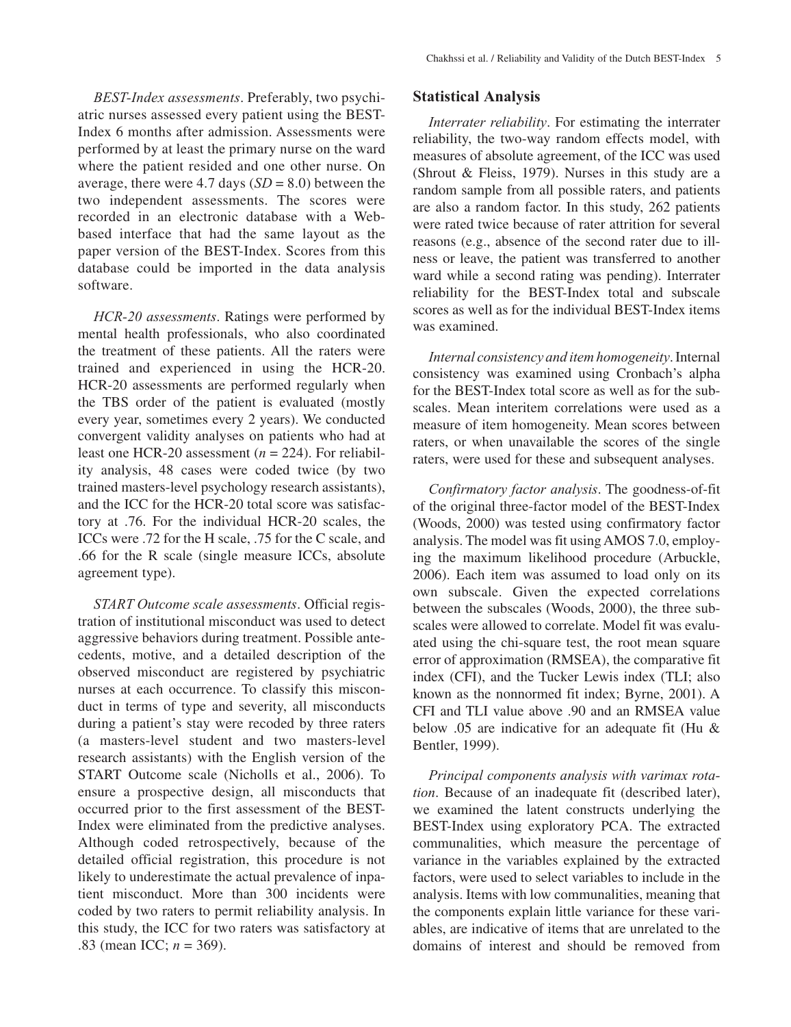*BEST-Index assessments*. Preferably, two psychiatric nurses assessed every patient using the BEST-Index 6 months after admission. Assessments were performed by at least the primary nurse on the ward where the patient resided and one other nurse. On average, there were 4.7 days (*SD* = 8.0) between the two independent assessments. The scores were recorded in an electronic database with a Web-based interface that had the same layout as the paper version of the BEST-Index. Scores from this database could be imported in the data analysis software.

*HCR-20 assessments*. Ratings were performed by mental health professionals, who also coordinated the treatment of these patients. All the raters were trained and experienced in using the HCR-20. HCR-20 assessments are performed regularly when the TBS order of the patient is evaluated (mostly every year, sometimes every 2 years). We conducted convergent validity analyses on patients who had at least one HCR-20 assessment (*n* = 224). For reliability analysis, 48 cases were coded twice (by two trained masters-level psychology research assistants), and the ICC for the HCR-20 total score was satisfactory at .76. For the individual HCR-20 scales, the ICCs were .72 for the H scale, .75 for the C scale, and .66 for the R scale (single measure ICCs, absolute agreement type).

*START Outcome scale assessments*. Official registration of institutional misconduct was used to detect aggressive behaviors during treatment. Possible antecedents, motive, and a detailed description of the observed misconduct are registered by psychiatric nurses at each occurrence. To classify this misconduct in terms of type and severity, all misconducts during a patient's stay were recoded by three raters (a masters-level student and two masters-level research assistants) with the English version of the START Outcome scale (Nicholls et al., 2006). To ensure a prospective design, all misconducts that occurred prior to the first assessment of the BEST-Index were eliminated from the predictive analyses. Although coded retrospectively, because of the detailed official registration, this procedure is not likely to underestimate the actual prevalence of inpatient misconduct. More than 300 incidents were coded by two raters to permit reliability analysis. In this study, the ICC for two raters was satisfactory at .83 (mean ICC; *n* = 369).

## Statistical Analysis

*Interrater reliability*. For estimating the interrater reliability, the two-way random effects model, with measures of absolute agreement, of the ICC was used (Shrout & Fleiss, 1979). Nurses in this study are a random sample from all possible raters, and patients are also a random factor. In this study, 262 patients were rated twice because of rater attrition for several reasons (e.g., absence of the second rater due to illness or leave, the patient was transferred to another ward while a second rating was pending). Interrater reliability for the BEST-Index total and subscale scores as well as for the individual BEST-Index items was examined.

*Internal consistency and item homogeneity*. Internal consistency was examined using Cronbach's alpha for the BEST-Index total score as well as for the subscales. Mean interitem correlations were used as a measure of item homogeneity. Mean scores between raters, or when unavailable the scores of the single raters, were used for these and subsequent analyses.

*Confirmatory factor analysis*. The goodness-of-fit of the original three-factor model of the BEST-Index (Woods, 2000) was tested using confirmatory factor analysis. The model was fit using AMOS 7.0, employing the maximum likelihood procedure (Arbuckle, 2006). Each item was assumed to load only on its own subscale. Given the expected correlations between the subscales (Woods, 2000), the three subscales were allowed to correlate. Model fit was evaluated using the chi-square test, the root mean square error of approximation (RMSEA), the comparative fit index (CFI), and the Tucker Lewis index (TLI; also known as the nonnormed fit index; Byrne, 2001). A CFI and TLI value above .90 and an RMSEA value below .05 are indicative for an adequate fit (Hu & Bentler, 1999).

*Principal components analysis with varimax rotation*. Because of an inadequate fit (described later), we examined the latent constructs underlying the BEST-Index using exploratory PCA. The extracted communalities, which measure the percentage of variance in the variables explained by the extracted factors, were used to select variables to include in the analysis. Items with low communalities, meaning that the components explain little variance for these variables, are indicative of items that are unrelated to the domains of interest and should be removed from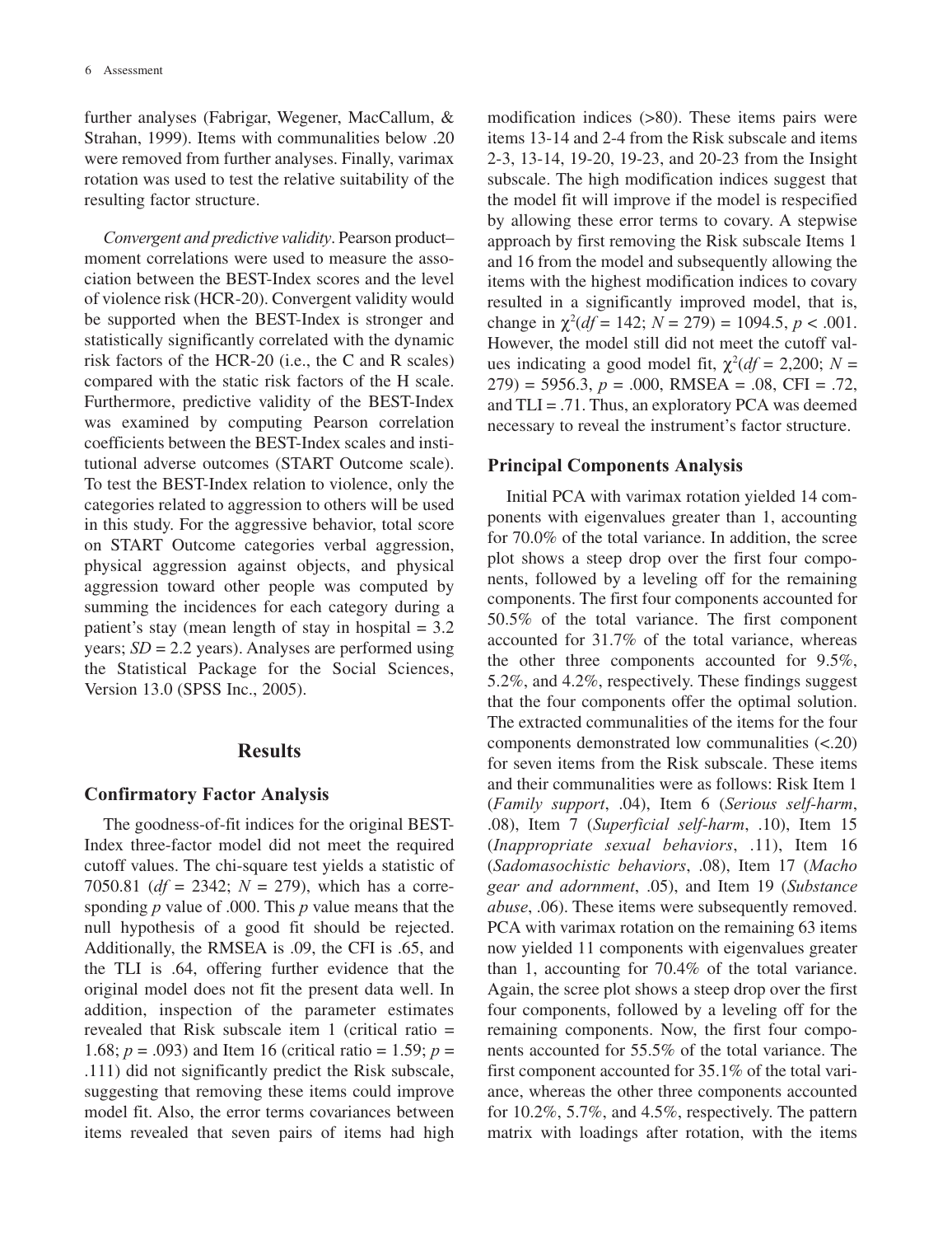further analyses (Fabrigar, Wegener, MacCallum, & Strahan, 1999). Items with communalities below .20 were removed from further analyses. Finally, varimax rotation was used to test the relative suitability of the resulting factor structure.

*Convergent and predictive validity*. Pearson product–moment correlations were used to measure the association between the BEST-Index scores and the level of violence risk (HCR-20). Convergent validity would be supported when the BEST-Index is stronger and statistically significantly correlated with the dynamic risk factors of the HCR-20 (i.e., the C and R scales) compared with the static risk factors of the H scale. Furthermore, predictive validity of the BEST-Index was examined by computing Pearson correlation coefficients between the BEST-Index scales and institutional adverse outcomes (START Outcome scale). To test the BEST-Index relation to violence, only the categories related to aggression to others will be used in this study. For the aggressive behavior, total score on START Outcome categories verbal aggression, physical aggression against objects, and physical aggression toward other people was computed by summing the incidences for each category during a patient's stay (mean length of stay in hospital = 3.2 years; *SD* = 2.2 years). Analyses are performed using the Statistical Package for the Social Sciences, Version 13.0 (SPSS Inc., 2005).

## Results

### Confirmatory Factor Analysis

The goodness-of-fit indices for the original BEST-Index three-factor model did not meet the required cutoff values. The chi-square test yields a statistic of 7050.81 ($df$ = 2342; $N$ = 279), which has a corresponding $p$ value of .000. This $p$ value means that the null hypothesis of a good fit should be rejected. Additionally, the RMSEA is .09, the CFI is .65, and the TLI is .64, offering further evidence that the original model does not fit the present data well. In addition, inspection of the parameter estimates revealed that Risk subscale item 1 (critical ratio = 1.68; $p$ = .093) and Item 16 (critical ratio = 1.59; $p$ = .111) did not significantly predict the Risk subscale, suggesting that removing these items could improve model fit. Also, the error terms covariances between items revealed that seven pairs of items had high modification indices (>80). These items pairs were items 13-14 and 2-4 from the Risk subscale and items 2-3, 13-14, 19-20, 19-23, and 20-23 from the Insight subscale. The high modification indices suggest that the model fit will improve if the model is respecified by allowing these error terms to covary. A stepwise approach by first removing the Risk subscale Items 1 and 16 from the model and subsequently allowing the items with the highest modification indices to covary resulted in a significantly improved model, that is, change in $\chi^2(df = 142; N = 279) = 1094.5$, $p < .001$. However, the model still did not meet the cutoff values indicating a good model fit, $\chi^2(df = 2{,}200; N = 279) = 5956.3$, $p$ = .000, RMSEA = .08, CFI = .72, and TLI = .71. Thus, an exploratory PCA was deemed necessary to reveal the instrument's factor structure.

### Principal Components Analysis

Initial PCA with varimax rotation yielded 14 components with eigenvalues greater than 1, accounting for 70.0% of the total variance. In addition, the scree plot shows a steep drop over the first four components, followed by a leveling off for the remaining components. The first four components accounted for 50.5% of the total variance. The first component accounted for 31.7% of the total variance, whereas the other three components accounted for 9.5%, 5.2%, and 4.2%, respectively. These findings suggest that the four components offer the optimal solution. The extracted communalities of the items for the four components demonstrated low communalities (<.20) for seven items from the Risk subscale. These items and their communalities were as follows: Risk Item 1 (*Family support*, .04), Item 6 (*Serious self-harm*, .08), Item 7 (*Superficial self-harm*, .10), Item 15 (*Inappropriate sexual behaviors*, .11), Item 16 (*Sadomasochistic behaviors*, .08), Item 17 (*Macho gear and adornment*, .05), and Item 19 (*Substance abuse*, .06). These items were subsequently removed. PCA with varimax rotation on the remaining 63 items now yielded 11 components with eigenvalues greater than 1, accounting for 70.4% of the total variance. Again, the scree plot shows a steep drop over the first four components, followed by a leveling off for the remaining components. Now, the first four components accounted for 55.5% of the total variance. The first component accounted for 35.1% of the total variance, whereas the other three components accounted for 10.2%, 5.7%, and 4.5%, respectively. The pattern matrix with loadings after rotation, with the items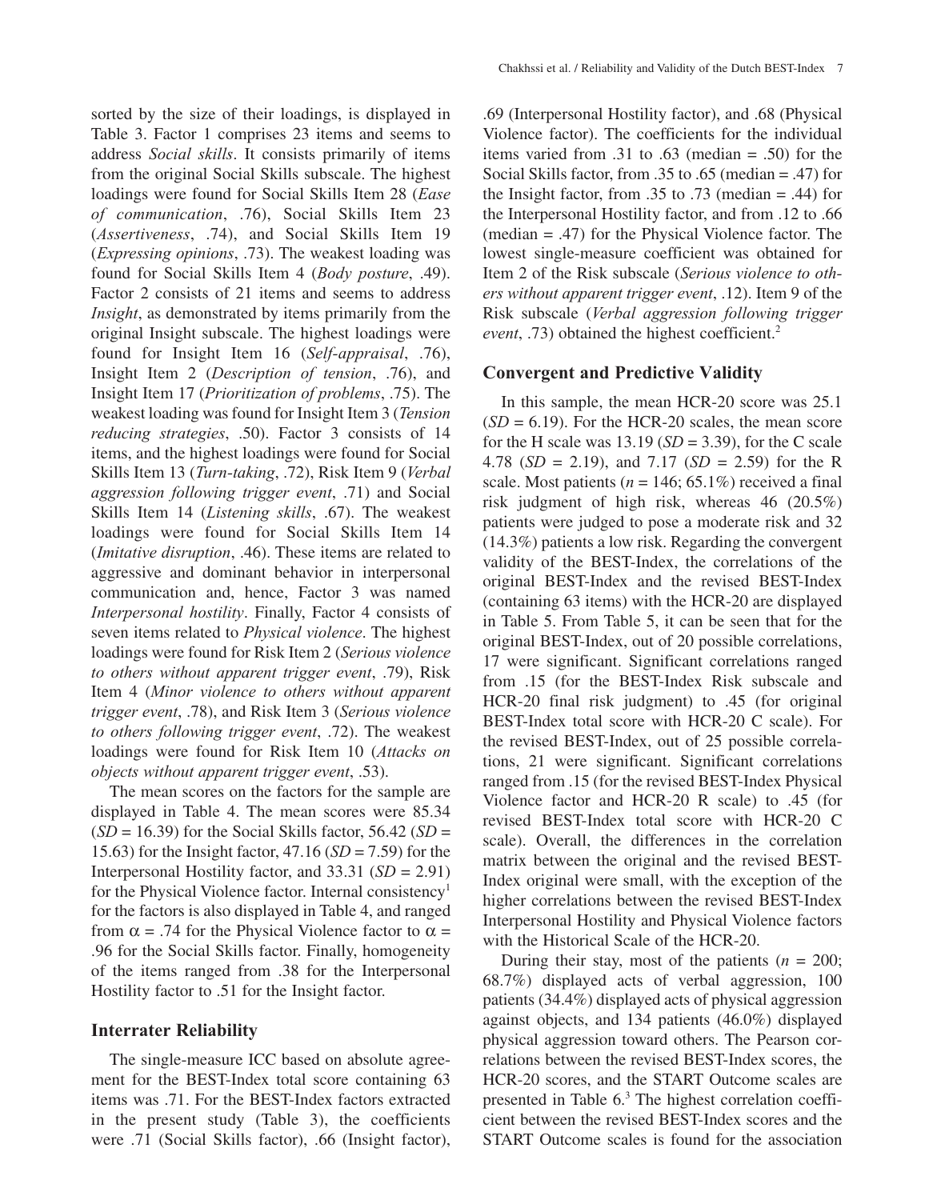sorted by the size of their loadings, is displayed in Table 3. Factor 1 comprises 23 items and seems to address *Social skills*. It consists primarily of items from the original Social Skills subscale. The highest loadings were found for Social Skills Item 28 (*Ease of communication*, .76), Social Skills Item 23 (*Assertiveness*, .74), and Social Skills Item 19 (*Expressing opinions*, .73). The weakest loading was found for Social Skills Item 4 (*Body posture*, .49). Factor 2 consists of 21 items and seems to address *Insight*, as demonstrated by items primarily from the original Insight subscale. The highest loadings were found for Insight Item 16 (*Self-appraisal*, .76), Insight Item 2 (*Description of tension*, .76), and Insight Item 17 (*Prioritization of problems*, .75). The weakest loading was found for Insight Item 3 (*Tension reducing strategies*, .50). Factor 3 consists of 14 items, and the highest loadings were found for Social Skills Item 13 (*Turn-taking*, .72), Risk Item 9 (*Verbal aggression following trigger event*, .71) and Social Skills Item 14 (*Listening skills*, .67). The weakest loadings were found for Social Skills Item 14 (*Imitative disruption*, .46). These items are related to aggressive and dominant behavior in interpersonal communication and, hence, Factor 3 was named *Interpersonal hostility*. Finally, Factor 4 consists of seven items related to *Physical violence*. The highest loadings were found for Risk Item 2 (*Serious violence to others without apparent trigger event*, .79), Risk Item 4 (*Minor violence to others without apparent trigger event*, .78), and Risk Item 3 (*Serious violence to others following trigger event*, .72). The weakest loadings were found for Risk Item 10 (*Attacks on objects without apparent trigger event*, .53).

The mean scores on the factors for the sample are displayed in Table 4. The mean scores were 85.34 (*SD* = 16.39) for the Social Skills factor, 56.42 (*SD* = 15.63) for the Insight factor, 47.16 (*SD* = 7.59) for the Interpersonal Hostility factor, and 33.31 (*SD* = 2.91) for the Physical Violence factor. Internal consistency[1] for the factors is also displayed in Table 4, and ranged from $\alpha = .74$ for the Physical Violence factor to $\alpha = .96$ for the Social Skills factor. Finally, homogeneity of the items ranged from .38 for the Interpersonal Hostility factor to .51 for the Insight factor.

## Interrater Reliability

The single-measure ICC based on absolute agreement for the BEST-Index total score containing 63 items was .71. For the BEST-Index factors extracted in the present study (Table 3), the coefficients were .71 (Social Skills factor), .66 (Insight factor), .69 (Interpersonal Hostility factor), and .68 (Physical Violence factor). The coefficients for the individual items varied from .31 to .63 (median = .50) for the Social Skills factor, from .35 to .65 (median = .47) for the Insight factor, from .35 to .73 (median = .44) for the Interpersonal Hostility factor, and from .12 to .66 (median = .47) for the Physical Violence factor. The lowest single-measure coefficient was obtained for Item 2 of the Risk subscale (*Serious violence to others without apparent trigger event*, .12). Item 9 of the Risk subscale (*Verbal aggression following trigger event*, .73) obtained the highest coefficient.[2]

## Convergent and Predictive Validity

In this sample, the mean HCR-20 score was 25.1 (*SD* = 6.19). For the HCR-20 scales, the mean score for the H scale was 13.19 (*SD* = 3.39), for the C scale 4.78 (*SD* = 2.19), and 7.17 (*SD* = 2.59) for the R scale. Most patients (*n* = 146; 65.1%) received a final risk judgment of high risk, whereas 46 (20.5%) patients were judged to pose a moderate risk and 32 (14.3%) patients a low risk. Regarding the convergent validity of the BEST-Index, the correlations of the original BEST-Index and the revised BEST-Index (containing 63 items) with the HCR-20 are displayed in Table 5. From Table 5, it can be seen that for the original BEST-Index, out of 20 possible correlations, 17 were significant. Significant correlations ranged from .15 (for the BEST-Index Risk subscale and HCR-20 final risk judgment) to .45 (for original BEST-Index total score with HCR-20 C scale). For the revised BEST-Index, out of 25 possible correlations, 21 were significant. Significant correlations ranged from .15 (for the revised BEST-Index Physical Violence factor and HCR-20 R scale) to .45 (for revised BEST-Index total score with HCR-20 C scale). Overall, the differences in the correlation matrix between the original and the revised BEST-Index original were small, with the exception of the higher correlations between the revised BEST-Index Interpersonal Hostility and Physical Violence factors with the Historical Scale of the HCR-20.

During their stay, most of the patients (*n* = 200; 68.7%) displayed acts of verbal aggression, 100 patients (34.4%) displayed acts of physical aggression against objects, and 134 patients (46.0%) displayed physical aggression toward others. The Pearson correlations between the revised BEST-Index scores, the HCR-20 scores, and the START Outcome scales are presented in Table 6.[3] The highest correlation coefficient between the revised BEST-Index scores and the START Outcome scales is found for the association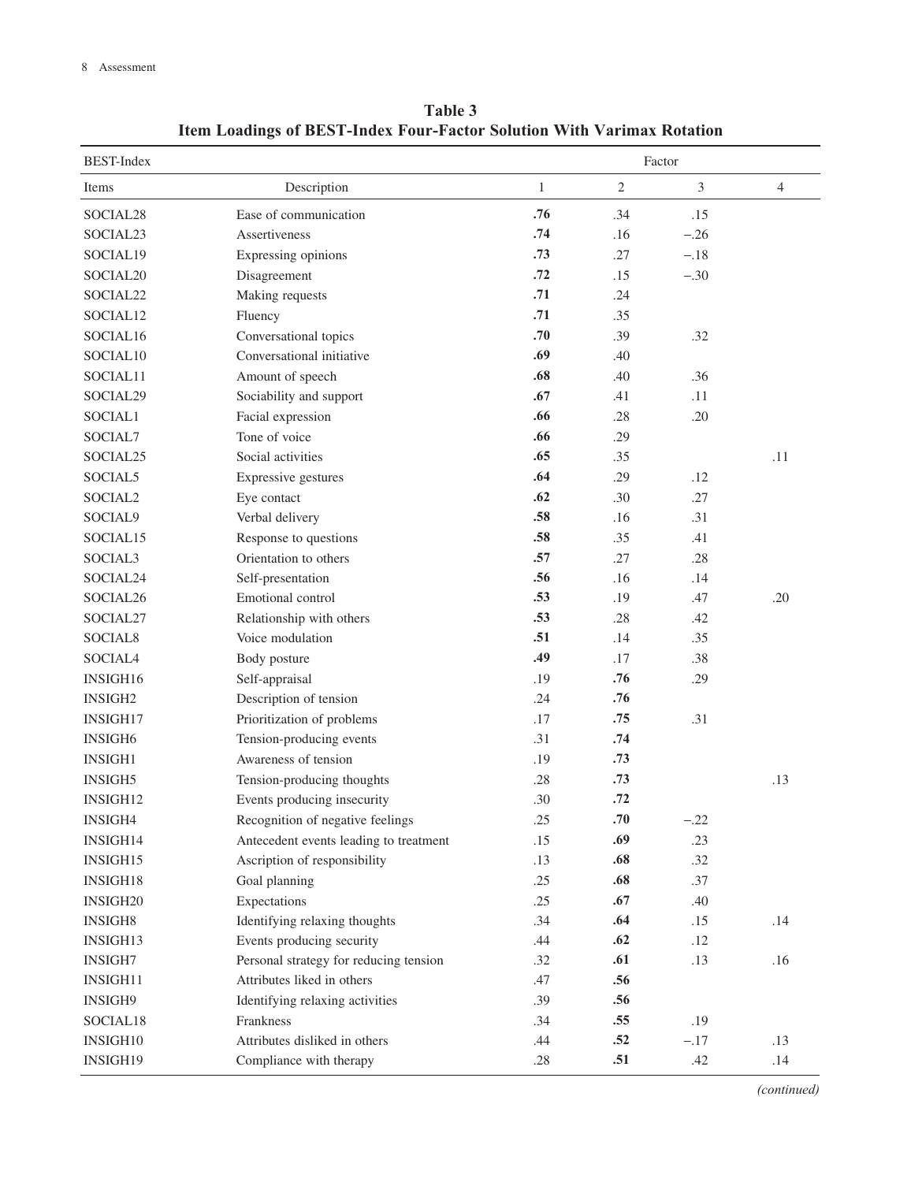**Table 3**
**Item Loadings of BEST-Index Four-Factor Solution With Varimax Rotation**

| BEST-Index | | Factor | | | |
|---|---|---|---|---|---|
| Items | Description | 1 | 2 | 3 | 4 |
| SOCIAL28 | Ease of communication | **.76** | .34 | .15 | |
| SOCIAL23 | Assertiveness | **.74** | .16 | −.26 | |
| SOCIAL19 | Expressing opinions | **.73** | .27 | −.18 | |
| SOCIAL20 | Disagreement | **.72** | .15 | −.30 | |
| SOCIAL22 | Making requests | **.71** | .24 | | |
| SOCIAL12 | Fluency | **.71** | .35 | | |
| SOCIAL16 | Conversational topics | **.70** | .39 | .32 | |
| SOCIAL10 | Conversational initiative | **.69** | .40 | | |
| SOCIAL11 | Amount of speech | **.68** | .40 | .36 | |
| SOCIAL29 | Sociability and support | **.67** | .41 | .11 | |
| SOCIAL1 | Facial expression | **.66** | .28 | .20 | |
| SOCIAL7 | Tone of voice | **.66** | .29 | | |
| SOCIAL25 | Social activities | **.65** | .35 | | .11 |
| SOCIAL5 | Expressive gestures | **.64** | .29 | .12 | |
| SOCIAL2 | Eye contact | **.62** | .30 | .27 | |
| SOCIAL9 | Verbal delivery | **.58** | .16 | .31 | |
| SOCIAL15 | Response to questions | **.58** | .35 | .41 | |
| SOCIAL3 | Orientation to others | **.57** | .27 | .28 | |
| SOCIAL24 | Self-presentation | **.56** | .16 | .14 | |
| SOCIAL26 | Emotional control | **.53** | .19 | .47 | .20 |
| SOCIAL27 | Relationship with others | **.53** | .28 | .42 | |
| SOCIAL8 | Voice modulation | **.51** | .14 | .35 | |
| SOCIAL4 | Body posture | **.49** | .17 | .38 | |
| INSIGH16 | Self-appraisal | .19 | **.76** | .29 | |
| INSIGH2 | Description of tension | .24 | **.76** | | |
| INSIGH17 | Prioritization of problems | .17 | **.75** | .31 | |
| INSIGH6 | Tension-producing events | .31 | **.74** | | |
| INSIGH1 | Awareness of tension | .19 | **.73** | | |
| INSIGH5 | Tension-producing thoughts | .28 | **.73** | | .13 |
| INSIGH12 | Events producing insecurity | .30 | **.72** | | |
| INSIGH4 | Recognition of negative feelings | .25 | **.70** | −.22 | |
| INSIGH14 | Antecedent events leading to treatment | .15 | **.69** | .23 | |
| INSIGH15 | Ascription of responsibility | .13 | **.68** | .32 | |
| INSIGH18 | Goal planning | .25 | **.68** | .37 | |
| INSIGH20 | Expectations | .25 | **.67** | .40 | |
| INSIGH8 | Identifying relaxing thoughts | .34 | **.64** | .15 | .14 |
| INSIGH13 | Events producing security | .44 | **.62** | .12 | |
| INSIGH7 | Personal strategy for reducing tension | .32 | **.61** | .13 | .16 |
| INSIGH11 | Attributes liked in others | .47 | **.56** | | |
| INSIGH9 | Identifying relaxing activities | .39 | **.56** | | |
| SOCIAL18 | Frankness | .34 | **.55** | .19 | |
| INSIGH10 | Attributes disliked in others | .44 | **.52** | −.17 | .13 |
| INSIGH19 | Compliance with therapy | .28 | **.51** | .42 | .14 |

*(continued)*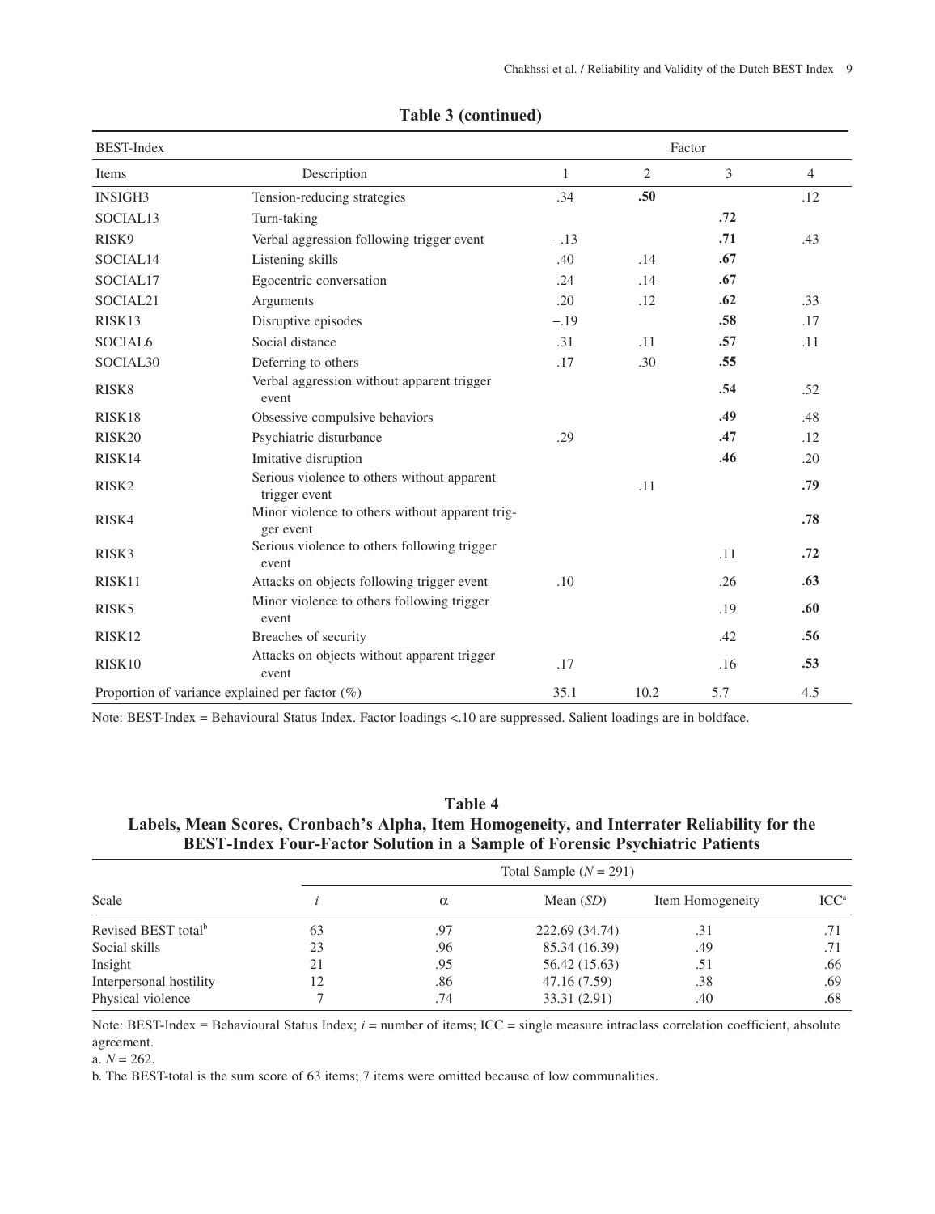**Table 3 (continued)**

| BEST-Index | | Factor | | | |
|---|---|---|---|---|---|
| Items | Description | 1 | 2 | 3 | 4 |
| INSIGH3 | Tension-reducing strategies | .34 | **.50** | | .12 |
| SOCIAL13 | Turn-taking | | | **.72** | |
| RISK9 | Verbal aggression following trigger event | −.13 | | **.71** | .43 |
| SOCIAL14 | Listening skills | .40 | .14 | **.67** | |
| SOCIAL17 | Egocentric conversation | .24 | .14 | **.67** | |
| SOCIAL21 | Arguments | .20 | .12 | **.62** | .33 |
| RISK13 | Disruptive episodes | −.19 | | **.58** | .17 |
| SOCIAL6 | Social distance | .31 | .11 | **.57** | .11 |
| SOCIAL30 | Deferring to others | .17 | .30 | **.55** | |
| RISK8 | Verbal aggression without apparent trigger event | | | **.54** | .52 |
| RISK18 | Obsessive compulsive behaviors | | | **.49** | .48 |
| RISK20 | Psychiatric disturbance | .29 | | **.47** | .12 |
| RISK14 | Imitative disruption | | | **.46** | .20 |
| RISK2 | Serious violence to others without apparent trigger event | | .11 | | **.79** |
| RISK4 | Minor violence to others without apparent trigger event | | | | **.78** |
| RISK3 | Serious violence to others following trigger event | | | .11 | **.72** |
| RISK11 | Attacks on objects following trigger event | .10 | | .26 | **.63** |
| RISK5 | Minor violence to others following trigger event | | | .19 | **.60** |
| RISK12 | Breaches of security | | | .42 | **.56** |
| RISK10 | Attacks on objects without apparent trigger event | .17 | | .16 | **.53** |
| Proportion of variance explained per factor (%) | | 35.1 | 10.2 | 5.7 | 4.5 |

Note: BEST-Index = Behavioural Status Index. Factor loadings <.10 are suppressed. Salient loadings are in boldface.

**Table 4**
**Labels, Mean Scores, Cronbach's Alpha, Item Homogeneity, and Interrater Reliability for the BEST-Index Four-Factor Solution in a Sample of Forensic Psychiatric Patients**

| | Total Sample ($N$ = 291) | | | | |
|---|---|---|---|---|---|
| Scale | $i$ | $\alpha$ | Mean ($SD$) | Item Homogeneity | ICC[a] |
| Revised BEST total[b] | 63 | .97 | 222.69 (34.74) | .31 | .71 |
| Social skills | 23 | .96 | 85.34 (16.39) | .49 | .71 |
| Insight | 21 | .95 | 56.42 (15.63) | .51 | .66 |
| Interpersonal hostility | 12 | .86 | 47.16 (7.59) | .38 | .69 |
| Physical violence | 7 | .74 | 33.31 (2.91) | .40 | .68 |

Note: BEST-Index = Behavioural Status Index; $i$ = number of items; ICC = single measure intraclass correlation coefficient, absolute agreement.
a. $N$ = 262.
b. The BEST-total is the sum score of 63 items; 7 items were omitted because of low communalities.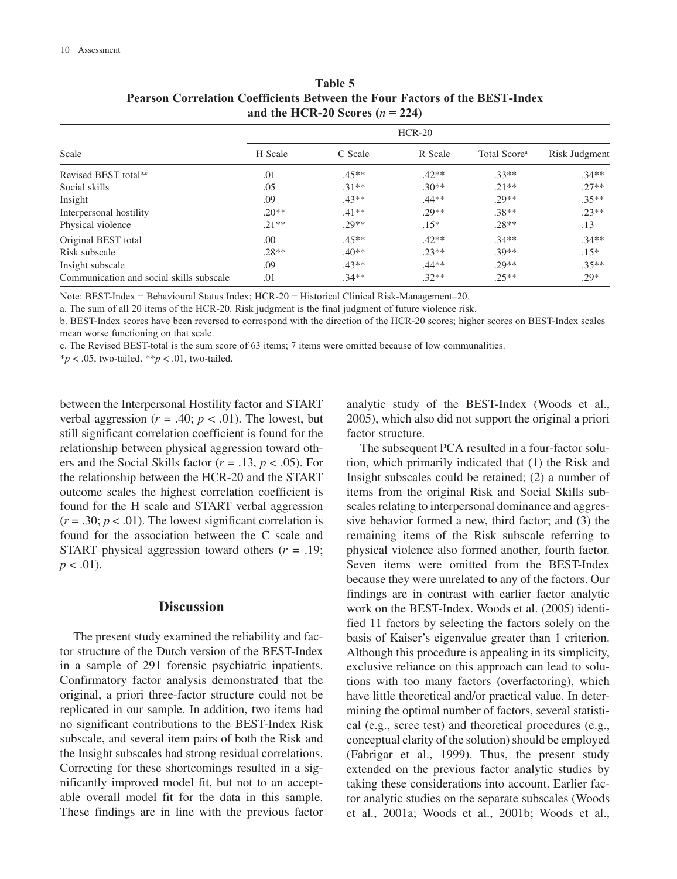**Table 5**
**Pearson Correlation Coefficients Between the Four Factors of the BEST-Index and the HCR-20 Scores ($n$ = 224)**

| Scale | HCR-20 | | | | |
|---|---|---|---|---|---|
| | H Scale | C Scale | R Scale | Total Score[a] | Risk Judgment |
| Revised BEST total[b,c] | .01 | .45** | .42** | .33** | .34** |
| Social skills | .05 | .31** | .30** | .21** | .27** |
| Insight | .09 | .43** | .44** | .29** | .35** |
| Interpersonal hostility | .20** | .41** | .29** | .38** | .23** |
| Physical violence | .21** | .29** | .15* | .28** | .13 |
| Original BEST total | .00 | .45** | .42** | .34** | .34** |
| Risk subscale | .28** | .40** | .23** | .39** | .15* |
| Insight subscale | .09 | .43** | .44** | .29** | .35** |
| Communication and social skills subscale | .01 | .34** | .32** | .25** | .29* |

Note: BEST-Index = Behavioural Status Index; HCR-20 = Historical Clinical Risk-Management–20.

a. The sum of all 20 items of the HCR-20. Risk judgment is the final judgment of future violence risk.

b. BEST-Index scores have been reversed to correspond with the direction of the HCR-20 scores; higher scores on BEST-Index scales mean worse functioning on that scale.

c. The Revised BEST-total is the sum score of 63 items; 7 items were omitted because of low communalities.

*$p$ < .05, two-tailed. **$p$ < .01, two-tailed.

between the Interpersonal Hostility factor and START verbal aggression ($r$ = .40; $p$ < .01). The lowest, but still significant correlation coefficient is found for the relationship between physical aggression toward others and the Social Skills factor ($r$ = .13, $p$ < .05). For the relationship between the HCR-20 and the START outcome scales the highest correlation coefficient is found for the H scale and START verbal aggression ($r$ = .30; $p$ < .01). The lowest significant correlation is found for the association between the C scale and START physical aggression toward others ($r$ = .19; $p$ < .01).

## Discussion

The present study examined the reliability and factor structure of the Dutch version of the BEST-Index in a sample of 291 forensic psychiatric inpatients. Confirmatory factor analysis demonstrated that the original, a priori three-factor structure could not be replicated in our sample. In addition, two items had no significant contributions to the BEST-Index Risk subscale, and several item pairs of both the Risk and the Insight subscales had strong residual correlations. Correcting for these shortcomings resulted in a significantly improved model fit, but not to an acceptable overall model fit for the data in this sample. These findings are in line with the previous factor analytic study of the BEST-Index (Woods et al., 2005), which also did not support the original a priori factor structure.

The subsequent PCA resulted in a four-factor solution, which primarily indicated that (1) the Risk and Insight subscales could be retained; (2) a number of items from the original Risk and Social Skills subscales relating to interpersonal dominance and aggressive behavior formed a new, third factor; and (3) the remaining items of the Risk subscale referring to physical violence also formed another, fourth factor. Seven items were omitted from the BEST-Index because they were unrelated to any of the factors. Our findings are in contrast with earlier factor analytic work on the BEST-Index. Woods et al. (2005) identified 11 factors by selecting the factors solely on the basis of Kaiser's eigenvalue greater than 1 criterion. Although this procedure is appealing in its simplicity, exclusive reliance on this approach can lead to solutions with too many factors (overfactoring), which have little theoretical and/or practical value. In determining the optimal number of factors, several statistical (e.g., scree test) and theoretical procedures (e.g., conceptual clarity of the solution) should be employed (Fabrigar et al., 1999). Thus, the present study extended on the previous factor analytic studies by taking these considerations into account. Earlier factor analytic studies on the separate subscales (Woods et al., 2001a; Woods et al., 2001b; Woods et al.,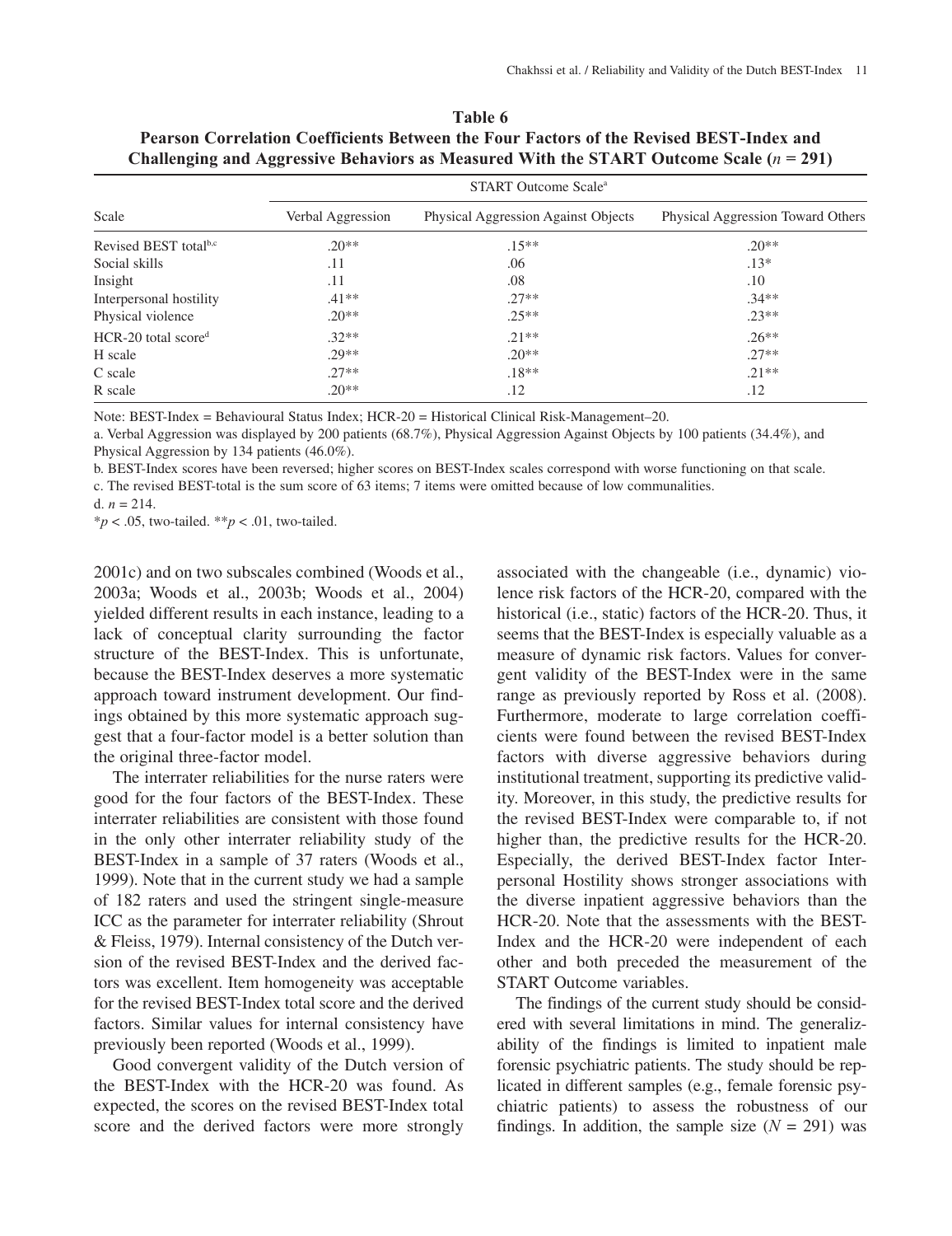**Table 6**
**Pearson Correlation Coefficients Between the Four Factors of the Revised BEST-Index and Challenging and Aggressive Behaviors as Measured With the START Outcome Scale ($n$ = 291)**

| Scale | START Outcome Scale[a] | | |
|---|---|---|---|
| | Verbal Aggression | Physical Aggression Against Objects | Physical Aggression Toward Others |
| Revised BEST total[b,c] | .20** | .15** | .20** |
| Social skills | .11 | .06 | .13* |
| Insight | .11 | .08 | .10 |
| Interpersonal hostility | .41** | .27** | .34** |
| Physical violence | .20** | .25** | .23** |
| HCR-20 total score[d] | .32** | .21** | .26** |
| H scale | .29** | .20** | .27** |
| C scale | .27** | .18** | .21** |
| R scale | .20** | .12 | .12 |

Note: BEST-Index = Behavioural Status Index; HCR-20 = Historical Clinical Risk-Management–20.

a. Verbal Aggression was displayed by 200 patients (68.7%), Physical Aggression Against Objects by 100 patients (34.4%), and Physical Aggression by 134 patients (46.0%).

b. BEST-Index scores have been reversed; higher scores on BEST-Index scales correspond with worse functioning on that scale.

c. The revised BEST-total is the sum score of 63 items; 7 items were omitted because of low communalities.

d. $n$ = 214.

*$p$ < .05, two-tailed. **$p$ < .01, two-tailed.

2001c) and on two subscales combined (Woods et al., 2003a; Woods et al., 2003b; Woods et al., 2004) yielded different results in each instance, leading to a lack of conceptual clarity surrounding the factor structure of the BEST-Index. This is unfortunate, because the BEST-Index deserves a more systematic approach toward instrument development. Our findings obtained by this more systematic approach suggest that a four-factor model is a better solution than the original three-factor model.

The interrater reliabilities for the nurse raters were good for the four factors of the BEST-Index. These interrater reliabilities are consistent with those found in the only other interrater reliability study of the BEST-Index in a sample of 37 raters (Woods et al., 1999). Note that in the current study we had a sample of 182 raters and used the stringent single-measure ICC as the parameter for interrater reliability (Shrout & Fleiss, 1979). Internal consistency of the Dutch version of the revised BEST-Index and the derived factors was excellent. Item homogeneity was acceptable for the revised BEST-Index total score and the derived factors. Similar values for internal consistency have previously been reported (Woods et al., 1999).

Good convergent validity of the Dutch version of the BEST-Index with the HCR-20 was found. As expected, the scores on the revised BEST-Index total score and the derived factors were more strongly associated with the changeable (i.e., dynamic) violence risk factors of the HCR-20, compared with the historical (i.e., static) factors of the HCR-20. Thus, it seems that the BEST-Index is especially valuable as a measure of dynamic risk factors. Values for convergent validity of the BEST-Index were in the same range as previously reported by Ross et al. (2008). Furthermore, moderate to large correlation coefficients were found between the revised BEST-Index factors with diverse aggressive behaviors during institutional treatment, supporting its predictive validity. Moreover, in this study, the predictive results for the revised BEST-Index were comparable to, if not higher than, the predictive results for the HCR-20. Especially, the derived BEST-Index factor Interpersonal Hostility shows stronger associations with the diverse inpatient aggressive behaviors than the HCR-20. Note that the assessments with the BEST-Index and the HCR-20 were independent of each other and both preceded the measurement of the START Outcome variables.

The findings of the current study should be considered with several limitations in mind. The generalizability of the findings is limited to inpatient male forensic psychiatric patients. The study should be replicated in different samples (e.g., female forensic psychiatric patients) to assess the robustness of our findings. In addition, the sample size ($N$ = 291) was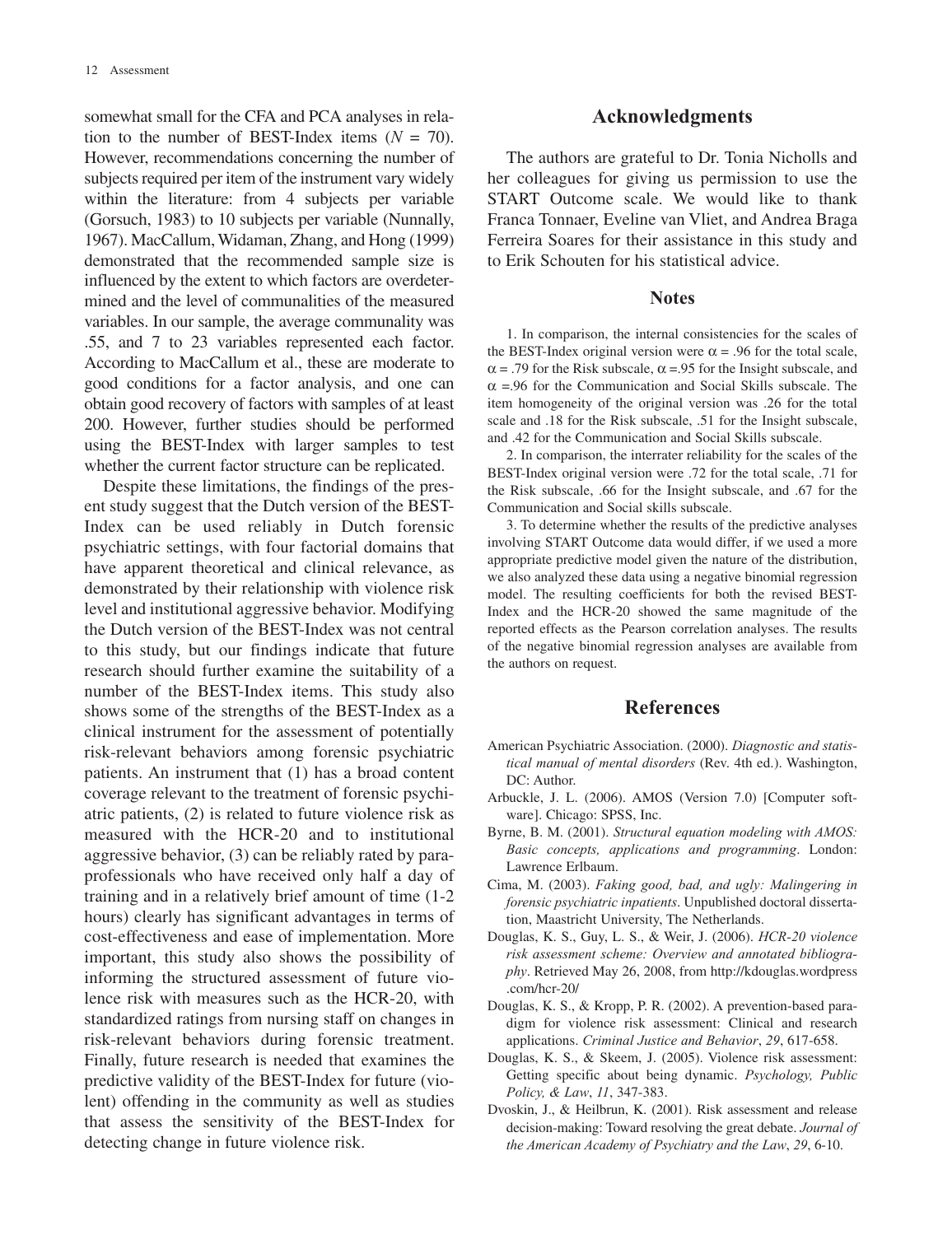somewhat small for the CFA and PCA analyses in relation to the number of BEST-Index items (*N* = 70). However, recommendations concerning the number of subjects required per item of the instrument vary widely within the literature: from 4 subjects per variable (Gorsuch, 1983) to 10 subjects per variable (Nunnally, 1967). MacCallum, Widaman, Zhang, and Hong (1999) demonstrated that the recommended sample size is influenced by the extent to which factors are overdetermined and the level of communalities of the measured variables. In our sample, the average communality was .55, and 7 to 23 variables represented each factor. According to MacCallum et al., these are moderate to good conditions for a factor analysis, and one can obtain good recovery of factors with samples of at least 200. However, further studies should be performed using the BEST-Index with larger samples to test whether the current factor structure can be replicated.

Despite these limitations, the findings of the present study suggest that the Dutch version of the BEST-Index can be used reliably in Dutch forensic psychiatric settings, with four factorial domains that have apparent theoretical and clinical relevance, as demonstrated by their relationship with violence risk level and institutional aggressive behavior. Modifying the Dutch version of the BEST-Index was not central to this study, but our findings indicate that future research should further examine the suitability of a number of the BEST-Index items. This study also shows some of the strengths of the BEST-Index as a clinical instrument for the assessment of potentially risk-relevant behaviors among forensic psychiatric patients. An instrument that (1) has a broad content coverage relevant to the treatment of forensic psychiatric patients, (2) is related to future violence risk as measured with the HCR-20 and to institutional aggressive behavior, (3) can be reliably rated by paraprofessionals who have received only half a day of training and in a relatively brief amount of time (1-2 hours) clearly has significant advantages in terms of cost-effectiveness and ease of implementation. More important, this study also shows the possibility of informing the structured assessment of future violence risk with measures such as the HCR-20, with standardized ratings from nursing staff on changes in risk-relevant behaviors during forensic treatment. Finally, future research is needed that examines the predictive validity of the BEST-Index for future (violent) offending in the community as well as studies that assess the sensitivity of the BEST-Index for detecting change in future violence risk.

## Acknowledgments

The authors are grateful to Dr. Tonia Nicholls and her colleagues for giving us permission to use the START Outcome scale. We would like to thank Franca Tonnaer, Eveline van Vliet, and Andrea Braga Ferreira Soares for their assistance in this study and to Erik Schouten for his statistical advice.

## Notes

1. In comparison, the internal consistencies for the scales of the BEST-Index original version were $\alpha = .96$ for the total scale, $\alpha = .79$ for the Risk subscale, $\alpha = .95$ for the Insight subscale, and $\alpha = .96$ for the Communication and Social Skills subscale. The item homogeneity of the original version was .26 for the total scale and .18 for the Risk subscale, .51 for the Insight subscale, and .42 for the Communication and Social Skills subscale.

2. In comparison, the interrater reliability for the scales of the BEST-Index original version were .72 for the total scale, .71 for the Risk subscale, .66 for the Insight subscale, and .67 for the Communication and Social skills subscale.

3. To determine whether the results of the predictive analyses involving START Outcome data would differ, if we used a more appropriate predictive model given the nature of the distribution, we also analyzed these data using a negative binomial regression model. The resulting coefficients for both the revised BEST-Index and the HCR-20 showed the same magnitude of the reported effects as the Pearson correlation analyses. The results of the negative binomial regression analyses are available from the authors on request.

## References

American Psychiatric Association. (2000). *Diagnostic and statistical manual of mental disorders* (Rev. 4th ed.). Washington, DC: Author.

Arbuckle, J. L. (2006). AMOS (Version 7.0) [Computer software]. Chicago: SPSS, Inc.

Byrne, B. M. (2001). *Structural equation modeling with AMOS: Basic concepts, applications and programming*. London: Lawrence Erlbaum.

Cima, M. (2003). *Faking good, bad, and ugly: Malingering in forensic psychiatric inpatients*. Unpublished doctoral dissertation, Maastricht University, The Netherlands.

Douglas, K. S., Guy, L. S., & Weir, J. (2006). *HCR-20 violence risk assessment scheme: Overview and annotated bibliography*. Retrieved May 26, 2008, from http://kdouglas.wordpress.com/hcr-20/

Douglas, K. S., & Kropp, P. R. (2002). A prevention-based paradigm for violence risk assessment: Clinical and research applications. *Criminal Justice and Behavior*, *29*, 617-658.

Douglas, K. S., & Skeem, J. (2005). Violence risk assessment: Getting specific about being dynamic. *Psychology, Public Policy, & Law*, *11*, 347-383.

Dvoskin, J., & Heilbrun, K. (2001). Risk assessment and release decision-making: Toward resolving the great debate. *Journal of the American Academy of Psychiatry and the Law*, *29*, 6-10.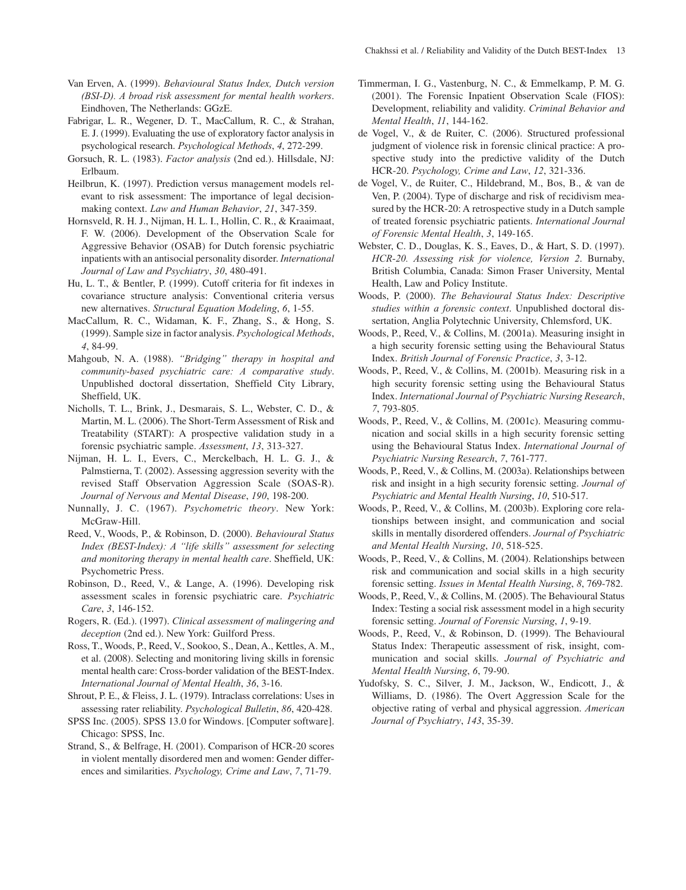Van Erven, A. (1999). *Behavioural Status Index, Dutch version (BSI-D). A broad risk assessment for mental health workers*. Eindhoven, The Netherlands: GGzE.

Fabrigar, L. R., Wegener, D. T., MacCallum, R. C., & Strahan, E. J. (1999). Evaluating the use of exploratory factor analysis in psychological research. *Psychological Methods*, *4*, 272-299.

Gorsuch, R. L. (1983). *Factor analysis* (2nd ed.). Hillsdale, NJ: Erlbaum.

Heilbrun, K. (1997). Prediction versus management models relevant to risk assessment: The importance of legal decision-making context. *Law and Human Behavior*, *21*, 347-359.

Hornsveld, R. H. J., Nijman, H. L. I., Hollin, C. R., & Kraaimaat, F. W. (2006). Development of the Observation Scale for Aggressive Behavior (OSAB) for Dutch forensic psychiatric inpatients with an antisocial personality disorder. *International Journal of Law and Psychiatry*, *30*, 480-491.

Hu, L. T., & Bentler, P. (1999). Cutoff criteria for fit indexes in covariance structure analysis: Conventional criteria versus new alternatives. *Structural Equation Modeling*, *6*, 1-55.

MacCallum, R. C., Widaman, K. F., Zhang, S., & Hong, S. (1999). Sample size in factor analysis. *Psychological Methods*, *4*, 84-99.

Mahgoub, N. A. (1988). *"Bridging" therapy in hospital and community-based psychiatric care: A comparative study*. Unpublished doctoral dissertation, Sheffield City Library, Sheffield, UK.

Nicholls, T. L., Brink, J., Desmarais, S. L., Webster, C. D., & Martin, M. L. (2006). The Short-Term Assessment of Risk and Treatability (START): A prospective validation study in a forensic psychiatric sample. *Assessment*, *13*, 313-327.

Nijman, H. L. I., Evers, C., Merckelbach, H. L. G. J., & Palmstierna, T. (2002). Assessing aggression severity with the revised Staff Observation Aggression Scale (SOAS-R). *Journal of Nervous and Mental Disease*, *190*, 198-200.

Nunnally, J. C. (1967). *Psychometric theory*. New York: McGraw-Hill.

Reed, V., Woods, P., & Robinson, D. (2000). *Behavioural Status Index (BEST-Index): A "life skills" assessment for selecting and monitoring therapy in mental health care*. Sheffield, UK: Psychometric Press.

Robinson, D., Reed, V., & Lange, A. (1996). Developing risk assessment scales in forensic psychiatric care. *Psychiatric Care*, *3*, 146-152.

Rogers, R. (Ed.). (1997). *Clinical assessment of malingering and deception* (2nd ed.). New York: Guilford Press.

Ross, T., Woods, P., Reed, V., Sookoo, S., Dean, A., Kettles, A. M., et al. (2008). Selecting and monitoring living skills in forensic mental health care: Cross-border validation of the BEST-Index. *International Journal of Mental Health*, *36*, 3-16.

Shrout, P. E., & Fleiss, J. L. (1979). Intraclass correlations: Uses in assessing rater reliability. *Psychological Bulletin*, *86*, 420-428.

SPSS Inc. (2005). SPSS 13.0 for Windows. [Computer software]. Chicago: SPSS, Inc.

Strand, S., & Belfrage, H. (2001). Comparison of HCR-20 scores in violent mentally disordered men and women: Gender differences and similarities. *Psychology, Crime and Law*, *7*, 71-79.

Timmerman, I. G., Vastenburg, N. C., & Emmelkamp, P. M. G. (2001). The Forensic Inpatient Observation Scale (FIOS): Development, reliability and validity. *Criminal Behavior and Mental Health*, *11*, 144-162.

de Vogel, V., & de Ruiter, C. (2006). Structured professional judgment of violence risk in forensic clinical practice: A prospective study into the predictive validity of the Dutch HCR-20. *Psychology, Crime and Law*, *12*, 321-336.

de Vogel, V., de Ruiter, C., Hildebrand, M., Bos, B., & van de Ven, P. (2004). Type of discharge and risk of recidivism measured by the HCR-20: A retrospective study in a Dutch sample of treated forensic psychiatric patients. *International Journal of Forensic Mental Health*, *3*, 149-165.

Webster, C. D., Douglas, K. S., Eaves, D., & Hart, S. D. (1997). *HCR-20. Assessing risk for violence, Version 2*. Burnaby, British Columbia, Canada: Simon Fraser University, Mental Health, Law and Policy Institute.

Woods, P. (2000). *The Behavioural Status Index: Descriptive studies within a forensic context*. Unpublished doctoral dissertation, Anglia Polytechnic University, Chlemsford, UK.

Woods, P., Reed, V., & Collins, M. (2001a). Measuring insight in a high security forensic setting using the Behavioural Status Index. *British Journal of Forensic Practice*, *3*, 3-12.

Woods, P., Reed, V., & Collins, M. (2001b). Measuring risk in a high security forensic setting using the Behavioural Status Index. *International Journal of Psychiatric Nursing Research*, *7*, 793-805.

Woods, P., Reed, V., & Collins, M. (2001c). Measuring communication and social skills in a high security forensic setting using the Behavioural Status Index. *International Journal of Psychiatric Nursing Research*, *7*, 761-777.

Woods, P., Reed, V., & Collins, M. (2003a). Relationships between risk and insight in a high security forensic setting. *Journal of Psychiatric and Mental Health Nursing*, *10*, 510-517.

Woods, P., Reed, V., & Collins, M. (2003b). Exploring core relationships between insight, and communication and social skills in mentally disordered offenders. *Journal of Psychiatric and Mental Health Nursing*, *10*, 518-525.

Woods, P., Reed, V., & Collins, M. (2004). Relationships between risk and communication and social skills in a high security forensic setting. *Issues in Mental Health Nursing*, *8*, 769-782.

Woods, P., Reed, V., & Collins, M. (2005). The Behavioural Status Index: Testing a social risk assessment model in a high security forensic setting. *Journal of Forensic Nursing*, *1*, 9-19.

Woods, P., Reed, V., & Robinson, D. (1999). The Behavioural Status Index: Therapeutic assessment of risk, insight, communication and social skills. *Journal of Psychiatric and Mental Health Nursing*, *6*, 79-90.

Yudofsky, S. C., Silver, J. M., Jackson, W., Endicott, J., & Williams, D. (1986). The Overt Aggression Scale for the objective rating of verbal and physical aggression. *American Journal of Psychiatry*, *143*, 35-39.